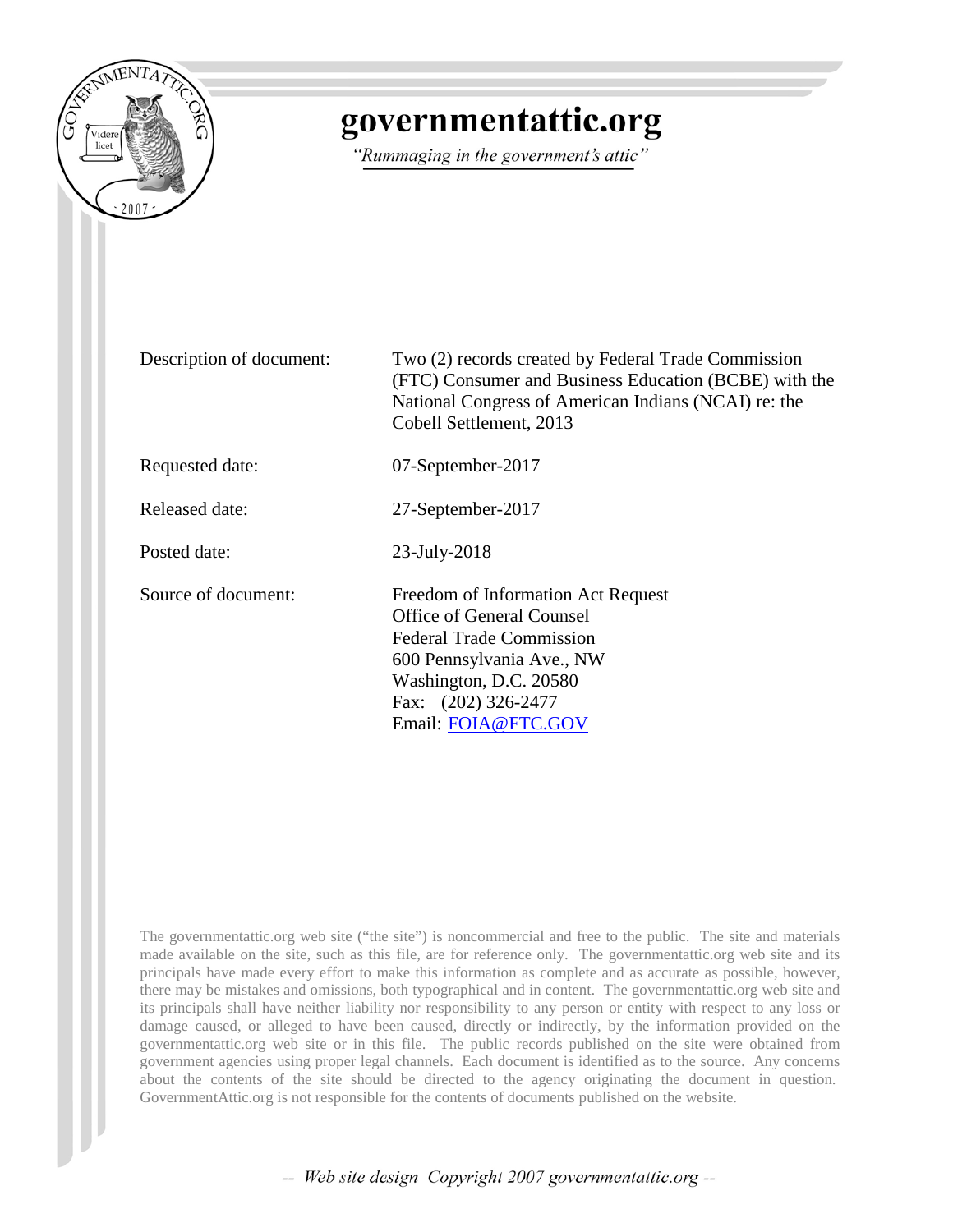# governmentattic.org

*"Rummaging in the government's attic"*

| | |
|---|---|
| Description of document: | Two (2) records created by Federal Trade Commission (FTC) Consumer and Business Education (BCBE) with the National Congress of American Indians (NCAI) re: the Cobell Settlement, 2013 |
| Requested date: | 07-September-2017 |
| Released date: | 27-September-2017 |
| Posted date: | 23-July-2018 |
| Source of document: | Freedom of Information Act Request<br>Office of General Counsel<br>Federal Trade Commission<br>600 Pennsylvania Ave., NW<br>Washington, D.C. 20580<br>Fax: (202) 326-2477<br>Email: FOIA@FTC.GOV |

The governmentattic.org web site ("the site") is noncommercial and free to the public. The site and materials made available on the site, such as this file, are for reference only. The governmentattic.org web site and its principals have made every effort to make this information as complete and as accurate as possible, however, there may be mistakes and omissions, both typographical and in content. The governmentattic.org web site and its principals shall have neither liability nor responsibility to any person or entity with respect to any loss or damage caused, or alleged to have been caused, directly or indirectly, by the information provided on the governmentattic.org web site or in this file. The public records published on the site were obtained from government agencies using proper legal channels. Each document is identified as to the source. Any concerns about the contents of the site should be directed to the agency originating the document in question. GovernmentAttic.org is not responsible for the contents of documents published on the website.

*-- Web site design Copyright 2007 governmentattic.org --*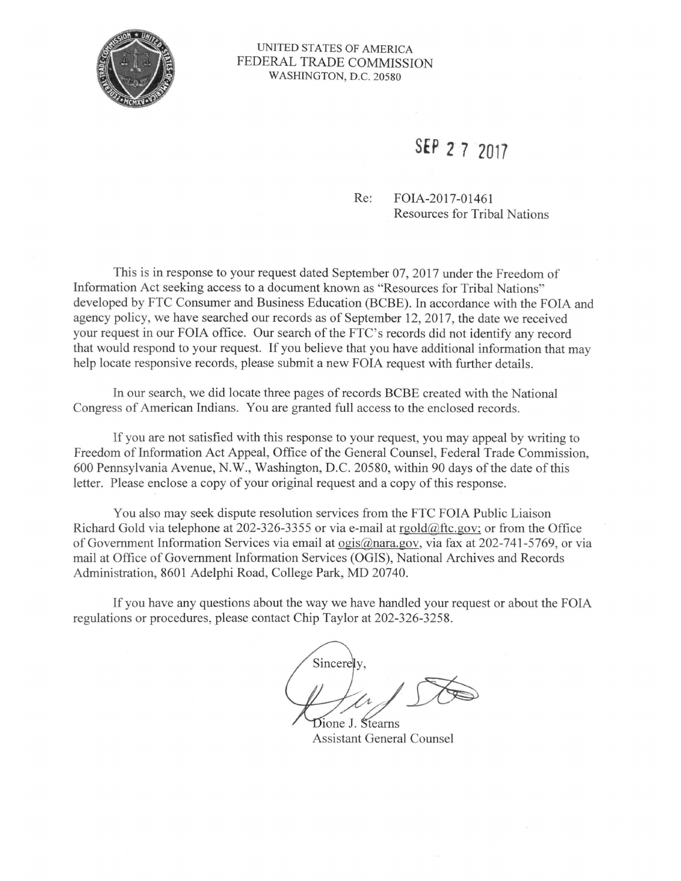UNITED STATES OF AMERICA
FEDERAL TRADE COMMISSION
WASHINGTON, D.C. 20580

SEP 27 2017

Re: FOIA-2017-01461
Resources for Tribal Nations

This is in response to your request dated September 07, 2017 under the Freedom of Information Act seeking access to a document known as "Resources for Tribal Nations" developed by FTC Consumer and Business Education (BCBE). In accordance with the FOIA and agency policy, we have searched our records as of September 12, 2017, the date we received your request in our FOIA office. Our search of the FTC's records did not identify any record that would respond to your request. If you believe that you have additional information that may help locate responsive records, please submit a new FOIA request with further details.

In our search, we did locate three pages of records BCBE created with the National Congress of American Indians. You are granted full access to the enclosed records.

If you are not satisfied with this response to your request, you may appeal by writing to Freedom of Information Act Appeal, Office of the General Counsel, Federal Trade Commission, 600 Pennsylvania Avenue, N.W., Washington, D.C. 20580, within 90 days of the date of this letter. Please enclose a copy of your original request and a copy of this response.

You also may seek dispute resolution services from the FTC FOIA Public Liaison Richard Gold via telephone at 202-326-3355 or via e-mail at rgold@ftc.gov; or from the Office of Government Information Services via email at ogis@nara.gov, via fax at 202-741-5769, or via mail at Office of Government Information Services (OGIS), National Archives and Records Administration, 8601 Adelphi Road, College Park, MD 20740.

If you have any questions about the way we have handled your request or about the FOIA regulations or procedures, please contact Chip Taylor at 202-326-3258.

Sincerely,

Dione J. Stearns
Assistant General Counsel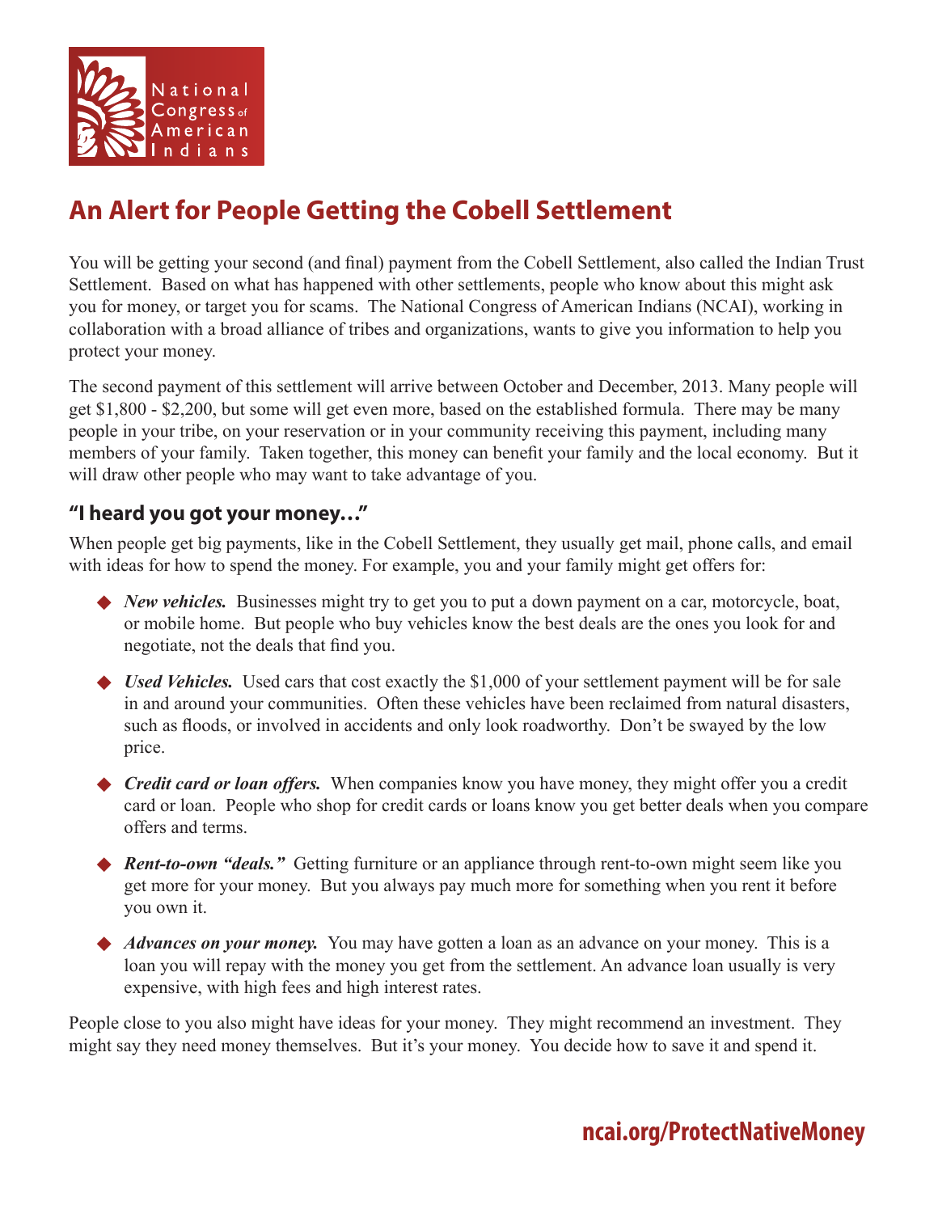National Congress of American Indians

# An Alert for People Getting the Cobell Settlement

You will be getting your second (and final) payment from the Cobell Settlement, also called the Indian Trust Settlement. Based on what has happened with other settlements, people who know about this might ask you for money, or target you for scams. The National Congress of American Indians (NCAI), working in collaboration with a broad alliance of tribes and organizations, wants to give you information to help you protect your money.

The second payment of this settlement will arrive between October and December, 2013. Many people will get $1,800 - $2,200, but some will get even more, based on the established formula. There may be many people in your tribe, on your reservation or in your community receiving this payment, including many members of your family. Taken together, this money can benefit your family and the local economy. But it will draw other people who may want to take advantage of you.

## "I heard you got your money…"

When people get big payments, like in the Cobell Settlement, they usually get mail, phone calls, and email with ideas for how to spend the money. For example, you and your family might get offers for:

- ***New vehicles.*** Businesses might try to get you to put a down payment on a car, motorcycle, boat, or mobile home. But people who buy vehicles know the best deals are the ones you look for and negotiate, not the deals that find you.
- ***Used Vehicles.*** Used cars that cost exactly the $1,000 of your settlement payment will be for sale in and around your communities. Often these vehicles have been reclaimed from natural disasters, such as floods, or involved in accidents and only look roadworthy. Don't be swayed by the low price.
- ***Credit card or loan offers.*** When companies know you have money, they might offer you a credit card or loan. People who shop for credit cards or loans know you get better deals when you compare offers and terms.
- ***Rent-to-own "deals."*** Getting furniture or an appliance through rent-to-own might seem like you get more for your money. But you always pay much more for something when you rent it before you own it.
- ***Advances on your money.*** You may have gotten a loan as an advance on your money. This is a loan you will repay with the money you get from the settlement. An advance loan usually is very expensive, with high fees and high interest rates.

People close to you also might have ideas for your money. They might recommend an investment. They might say they need money themselves. But it's your money. You decide how to save it and spend it.

**ncai.org/ProtectNativeMoney**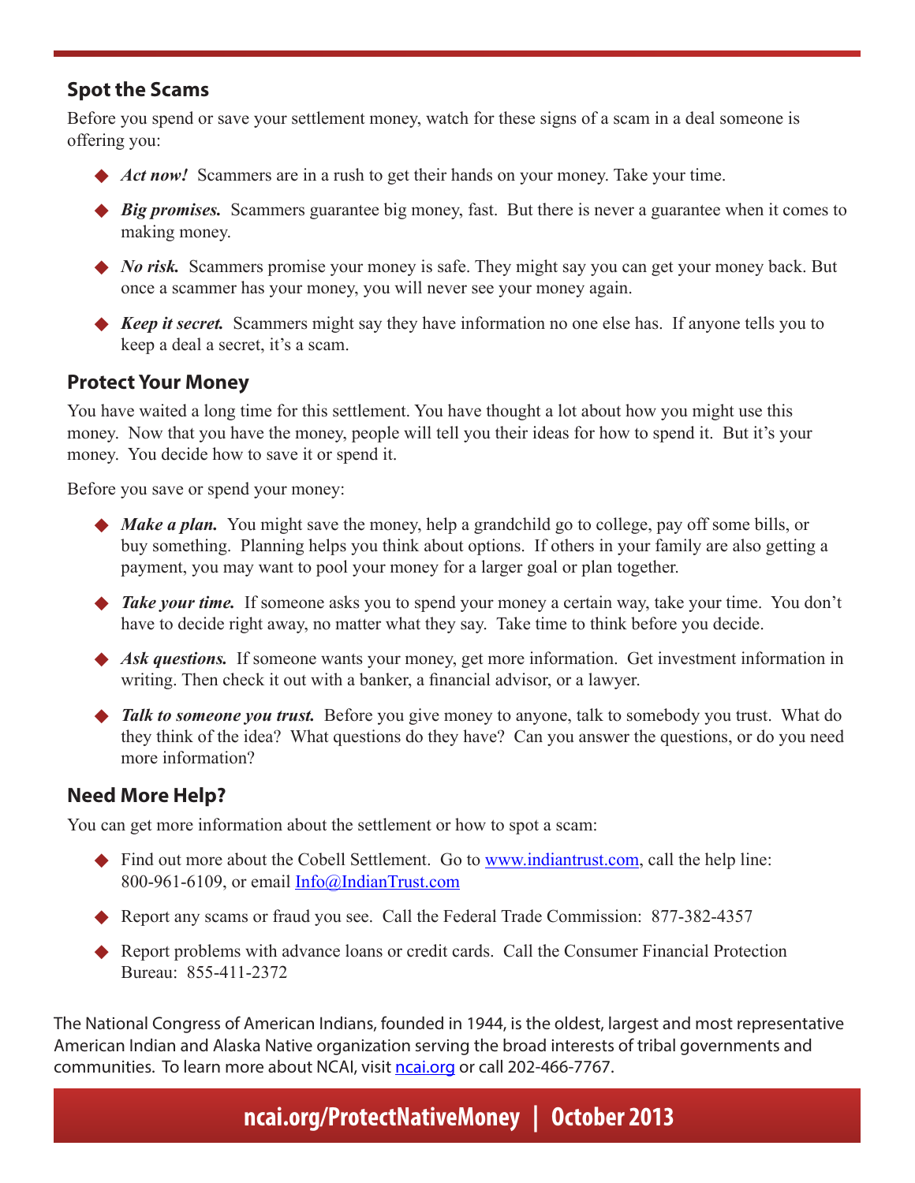## Spot the Scams

Before you spend or save your settlement money, watch for these signs of a scam in a deal someone is offering you:

- ***Act now!*** Scammers are in a rush to get their hands on your money. Take your time.
- ***Big promises.*** Scammers guarantee big money, fast. But there is never a guarantee when it comes to making money.
- ***No risk.*** Scammers promise your money is safe. They might say you can get your money back. But once a scammer has your money, you will never see your money again.
- ***Keep it secret.*** Scammers might say they have information no one else has. If anyone tells you to keep a deal a secret, it's a scam.

## Protect Your Money

You have waited a long time for this settlement. You have thought a lot about how you might use this money. Now that you have the money, people will tell you their ideas for how to spend it. But it's your money. You decide how to save it or spend it.

Before you save or spend your money:

- ***Make a plan.*** You might save the money, help a grandchild go to college, pay off some bills, or buy something. Planning helps you think about options. If others in your family are also getting a payment, you may want to pool your money for a larger goal or plan together.
- ***Take your time.*** If someone asks you to spend your money a certain way, take your time. You don't have to decide right away, no matter what they say. Take time to think before you decide.
- ***Ask questions.*** If someone wants your money, get more information. Get investment information in writing. Then check it out with a banker, a financial advisor, or a lawyer.
- ***Talk to someone you trust.*** Before you give money to anyone, talk to somebody you trust. What do they think of the idea? What questions do they have? Can you answer the questions, or do you need more information?

## Need More Help?

You can get more information about the settlement or how to spot a scam:

- Find out more about the Cobell Settlement. Go to [www.indiantrust.com](http://www.indiantrust.com), call the help line: 800-961-6109, or email [Info@IndianTrust.com](mailto:Info@IndianTrust.com)
- Report any scams or fraud you see. Call the Federal Trade Commission: 877-382-4357
- Report problems with advance loans or credit cards. Call the Consumer Financial Protection Bureau: 855-411-2372

The National Congress of American Indians, founded in 1944, is the oldest, largest and most representative American Indian and Alaska Native organization serving the broad interests of tribal governments and communities. To learn more about NCAI, visit [ncai.org](http://ncai.org) or call 202-466-7767.

**ncai.org/ProtectNativeMoney | October 2013**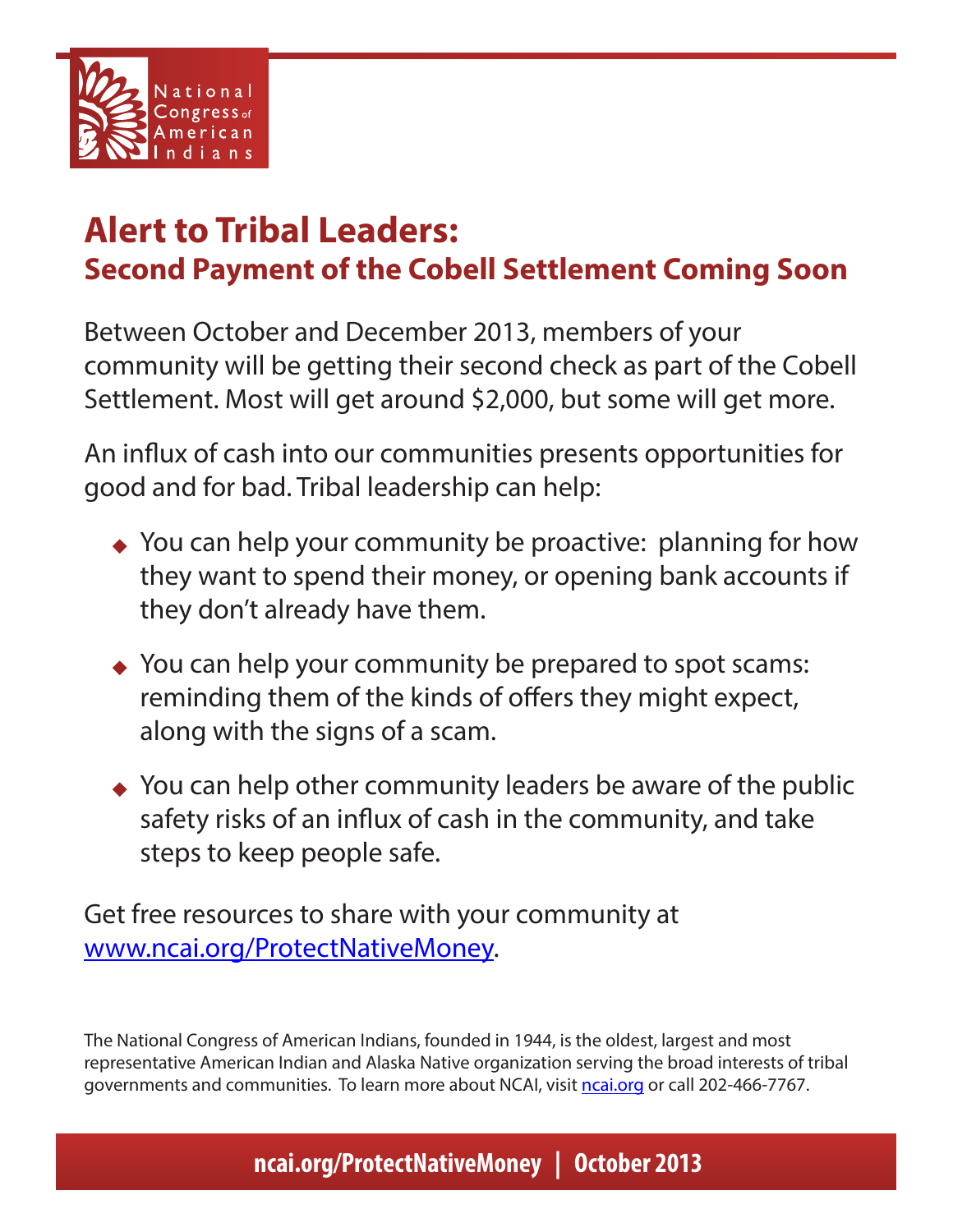National Congress of American Indians

# Alert to Tribal Leaders:

## Second Payment of the Cobell Settlement Coming Soon

Between October and December 2013, members of your community will be getting their second check as part of the Cobell Settlement. Most will get around $2,000, but some will get more.

An influx of cash into our communities presents opportunities for good and for bad. Tribal leadership can help:

- You can help your community be proactive: planning for how they want to spend their money, or opening bank accounts if they don't already have them.
- You can help your community be prepared to spot scams: reminding them of the kinds of offers they might expect, along with the signs of a scam.
- You can help other community leaders be aware of the public safety risks of an influx of cash in the community, and take steps to keep people safe.

Get free resources to share with your community at [www.ncai.org/ProtectNativeMoney](http://www.ncai.org/ProtectNativeMoney).

The National Congress of American Indians, founded in 1944, is the oldest, largest and most representative American Indian and Alaska Native organization serving the broad interests of tribal governments and communities. To learn more about NCAI, visit [ncai.org](http://ncai.org) or call 202-466-7767.

**ncai.org/ProtectNativeMoney | October 2013**